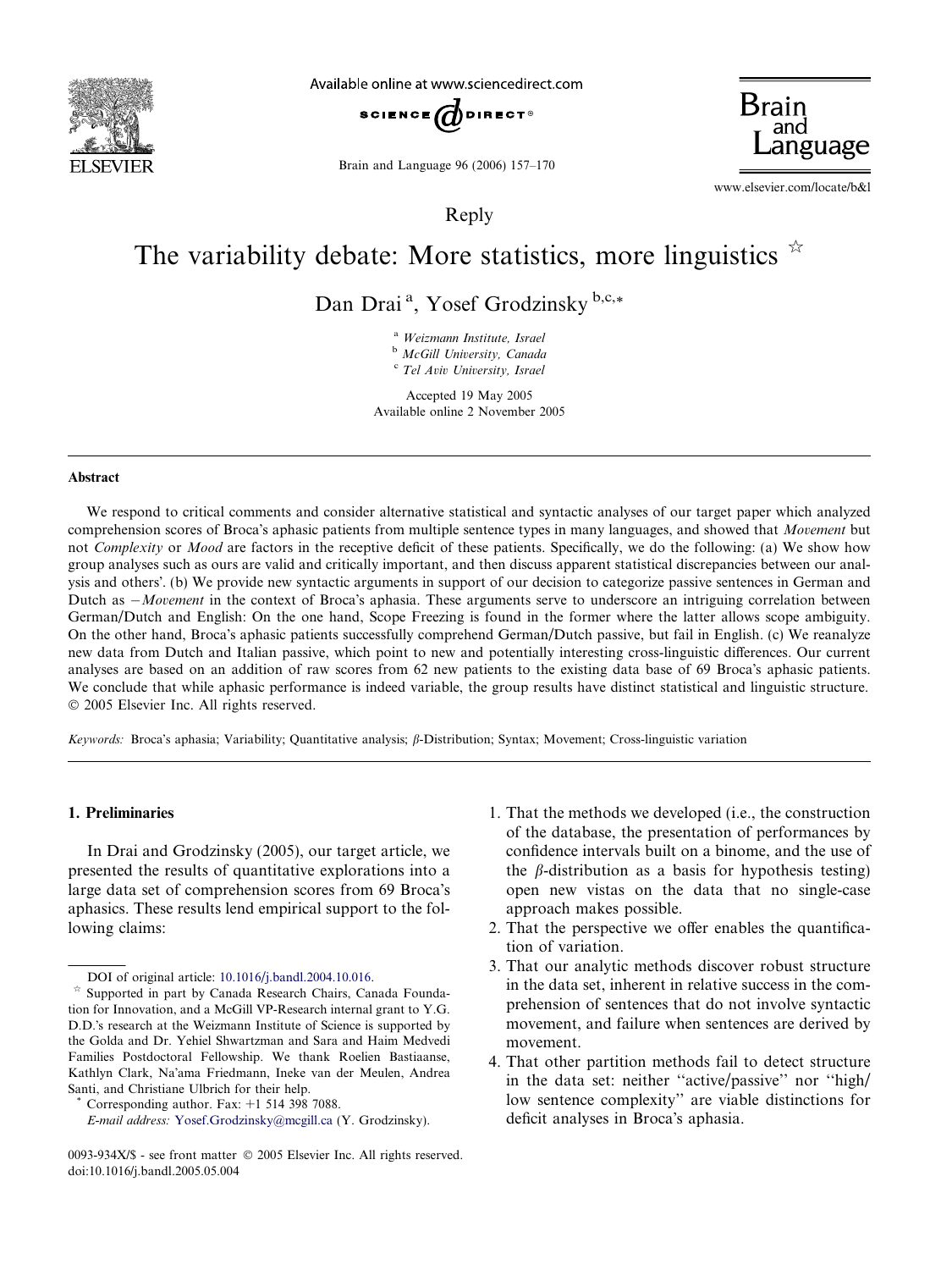Reply

# The variability debate: More statistics, more linguistics ☆

Dan Drai [a], Yosef Grodzinsky [b,c,*]

[a] Weizmann Institute, Israel
[b] McGill University, Canada
[c] Tel Aviv University, Israel

Accepted 19 May 2005
Available online 2 November 2005

## Abstract

We respond to critical comments and consider alternative statistical and syntactic analyses of our target paper which analyzed comprehension scores of Broca's aphasic patients from multiple sentence types in many languages, and showed that *Movement* but not *Complexity* or *Mood* are factors in the receptive deficit of these patients. Specifically, we do the following: (a) We show how group analyses such as ours are valid and critically important, and then discuss apparent statistical discrepancies between our analysis and others'. (b) We provide new syntactic arguments in support of our decision to categorize passive sentences in German and Dutch as −*Movement* in the context of Broca's aphasia. These arguments serve to underscore an intriguing correlation between German/Dutch and English: On the one hand, Scope Freezing is found in the former where the latter allows scope ambiguity. On the other hand, Broca's aphasic patients successfully comprehend German/Dutch passive, but fail in English. (c) We reanalyze new data from Dutch and Italian passive, which point to new and potentially interesting cross-linguistic differences. Our current analyses are based on an addition of raw scores from 62 new patients to the existing data base of 69 Broca's aphasic patients. We conclude that while aphasic performance is indeed variable, the group results have distinct statistical and linguistic structure.
© 2005 Elsevier Inc. All rights reserved.

*Keywords:* Broca's aphasia; Variability; Quantitative analysis; β-Distribution; Syntax; Movement; Cross-linguistic variation

## 1. Preliminaries

In Drai and Grodzinsky (2005), our target article, we presented the results of quantitative explorations into a large data set of comprehension scores from 69 Broca's aphasics. These results lend empirical support to the following claims:

1. That the methods we developed (i.e., the construction of the database, the presentation of performances by confidence intervals built on a binome, and the use of the β-distribution as a basis for hypothesis testing) open new vistas on the data that no single-case approach makes possible.
2. That the perspective we offer enables the quantification of variation.
3. That our analytic methods discover robust structure in the data set, inherent in relative success in the comprehension of sentences that do not involve syntactic movement, and failure when sentences are derived by movement.
4. That other partition methods fail to detect structure in the data set: neither "active/passive" nor "high/low sentence complexity" are viable distinctions for deficit analyses in Broca's aphasia.

---

DOI of original article: 10.1016/j.bandl.2004.10.016.

☆ Supported in part by Canada Research Chairs, Canada Foundation for Innovation, and a McGill VP-Research internal grant to Y.G. D.D.'s research at the Weizmann Institute of Science is supported by the Golda and Dr. Yehiel Shwartzman and Sara and Haim Medvedi Families Postdoctoral Fellowship. We thank Roelien Bastiaanse, Kathlyn Clark, Na'ama Friedmann, Ineke van der Meulen, Andrea Santi, and Christiane Ulbrich for their help.

\* Corresponding author. Fax: +1 514 398 7088.
*E-mail address:* Yosef.Grodzinsky@mcgill.ca (Y. Grodzinsky).

0093-934X/$ - see front matter © 2005 Elsevier Inc. All rights reserved.
doi:10.1016/j.bandl.2005.05.004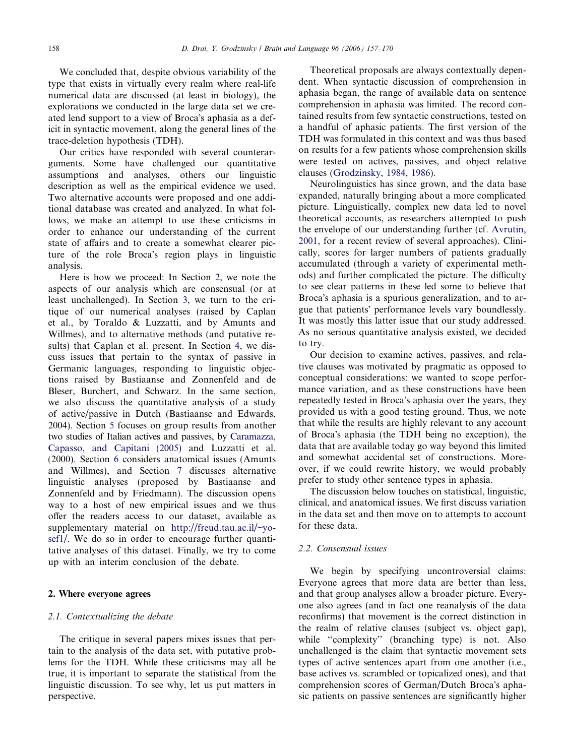We concluded that, despite obvious variability of the type that exists in virtually every realm where real-life numerical data are discussed (at least in biology), the explorations we conducted in the large data set we created lend support to a view of Broca's aphasia as a deficit in syntactic movement, along the general lines of the trace-deletion hypothesis (TDH).

Our critics have responded with several counterarguments. Some have challenged our quantitative assumptions and analyses, others our linguistic description as well as the empirical evidence we used. Two alternative accounts were proposed and one additional database was created and analyzed. In what follows, we make an attempt to use these criticisms in order to enhance our understanding of the current state of affairs and to create a somewhat clearer picture of the role Broca's region plays in linguistic analysis.

Here is how we proceed: In Section 2, we note the aspects of our analysis which are consensual (or at least unchallenged). In Section 3, we turn to the critique of our numerical analyses (raised by Caplan et al., by Toraldo & Luzzatti, and by Amunts and Willmes), and to alternative methods (and putative results) that Caplan et al. present. In Section 4, we discuss issues that pertain to the syntax of passive in Germanic languages, responding to linguistic objections raised by Bastiaanse and Zonnenfeld and de Bleser, Burchert, and Schwarz. In the same section, we also discuss the quantitative analysis of a study of active/passive in Dutch (Bastiaanse and Edwards, 2004). Section 5 focuses on group results from another two studies of Italian actives and passives, by Caramazza, Capasso, and Capitani (2005) and Luzzatti et al. (2000). Section 6 considers anatomical issues (Amunts and Willmes), and Section 7 discusses alternative linguistic analyses (proposed by Bastiaanse and Zonnenfeld and by Friedmann). The discussion opens way to a host of new empirical issues and we thus offer the readers access to our dataset, available as supplementary material on http://freud.tau.ac.il/~yosef1/. We do so in order to encourage further quantitative analyses of this dataset. Finally, we try to come up with an interim conclusion of the debate.

## 2. Where everyone agrees

### 2.1. Contextualizing the debate

The critique in several papers mixes issues that pertain to the analysis of the data set, with putative problems for the TDH. While these criticisms may all be true, it is important to separate the statistical from the linguistic discussion. To see why, let us put matters in perspective.

Theoretical proposals are always contextually dependent. When syntactic discussion of comprehension in aphasia began, the range of available data on sentence comprehension in aphasia was limited. The record contained results from few syntactic constructions, tested on a handful of aphasic patients. The first version of the TDH was formulated in this context and was thus based on results for a few patients whose comprehension skills were tested on actives, passives, and object relative clauses (Grodzinsky, 1984, 1986).

Neurolinguistics has since grown, and the data base expanded, naturally bringing about a more complicated picture. Linguistically, complex new data led to novel theoretical accounts, as researchers attempted to push the envelope of our understanding further (cf. Avrutin, 2001, for a recent review of several approaches). Clinically, scores for larger numbers of patients gradually accumulated (through a variety of experimental methods) and further complicated the picture. The difficulty to see clear patterns in these led some to believe that Broca's aphasia is a spurious generalization, and to argue that patients' performance levels vary boundlessly. It was mostly this latter issue that our study addressed. As no serious quantitative analysis existed, we decided to try.

Our decision to examine actives, passives, and relative clauses was motivated by pragmatic as opposed to conceptual considerations: we wanted to scope performance variation, and as these constructions have been repeatedly tested in Broca's aphasia over the years, they provided us with a good testing ground. Thus, we note that while the results are highly relevant to any account of Broca's aphasia (the TDH being no exception), the data that are available today go way beyond this limited and somewhat accidental set of constructions. Moreover, if we could rewrite history, we would probably prefer to study other sentence types in aphasia.

The discussion below touches on statistical, linguistic, clinical, and anatomical issues. We first discuss variation in the data set and then move on to attempts to account for these data.

### 2.2. Consensual issues

We begin by specifying uncontroversial claims: Everyone agrees that more data are better than less, and that group analyses allow a broader picture. Everyone also agrees (and in fact one reanalysis of the data reconfirms) that movement is the correct distinction in the realm of relative clauses (subject vs. object gap), while "complexity" (branching type) is not. Also unchallenged is the claim that syntactic movement sets types of active sentences apart from one another (i.e., base actives vs. scrambled or topicalized ones), and that comprehension scores of German/Dutch Broca's aphasic patients on passive sentences are significantly higher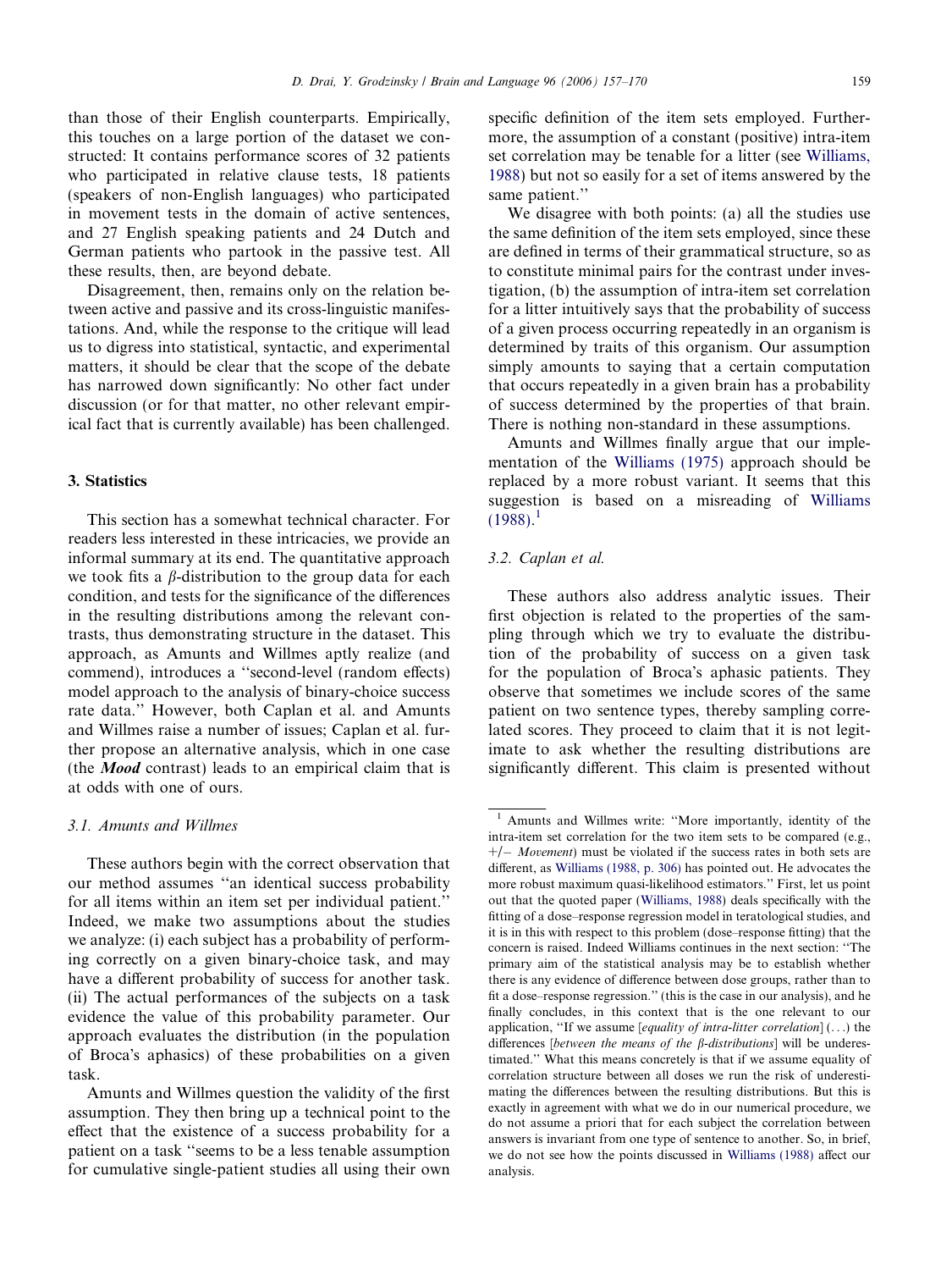than those of their English counterparts. Empirically, this touches on a large portion of the dataset we constructed: It contains performance scores of 32 patients who participated in relative clause tests, 18 patients (speakers of non-English languages) who participated in movement tests in the domain of active sentences, and 27 English speaking patients and 24 Dutch and German patients who partook in the passive test. All these results, then, are beyond debate.

Disagreement, then, remains only on the relation between active and passive and its cross-linguistic manifestations. And, while the response to the critique will lead us to digress into statistical, syntactic, and experimental matters, it should be clear that the scope of the debate has narrowed down significantly: No other fact under discussion (or for that matter, no other relevant empirical fact that is currently available) has been challenged.

## 3. Statistics

This section has a somewhat technical character. For readers less interested in these intricacies, we provide an informal summary at its end. The quantitative approach we took fits a $\beta$-distribution to the group data for each condition, and tests for the significance of the differences in the resulting distributions among the relevant contrasts, thus demonstrating structure in the dataset. This approach, as Amunts and Willmes aptly realize (and commend), introduces a ''second-level (random effects) model approach to the analysis of binary-choice success rate data.'' However, both Caplan et al. and Amunts and Willmes raise a number of issues; Caplan et al. further propose an alternative analysis, which in one case (the ***Mood*** contrast) leads to an empirical claim that is at odds with one of ours.

### 3.1. Amunts and Willmes

These authors begin with the correct observation that our method assumes ''an identical success probability for all items within an item set per individual patient.'' Indeed, we make two assumptions about the studies we analyze: (i) each subject has a probability of performing correctly on a given binary-choice task, and may have a different probability of success for another task. (ii) The actual performances of the subjects on a task evidence the value of this probability parameter. Our approach evaluates the distribution (in the population of Broca's aphasics) of these probabilities on a given task.

Amunts and Willmes question the validity of the first assumption. They then bring up a technical point to the effect that the existence of a success probability for a patient on a task ''seems to be a less tenable assumption for cumulative single-patient studies all using their own specific definition of the item sets employed. Furthermore, the assumption of a constant (positive) intra-item set correlation may be tenable for a litter (see Williams, 1988) but not so easily for a set of items answered by the same patient.''

We disagree with both points: (a) all the studies use the same definition of the item sets employed, since these are defined in terms of their grammatical structure, so as to constitute minimal pairs for the contrast under investigation, (b) the assumption of intra-item set correlation for a litter intuitively says that the probability of success of a given process occurring repeatedly in an organism is determined by traits of this organism. Our assumption simply amounts to saying that a certain computation that occurs repeatedly in a given brain has a probability of success determined by the properties of that brain. There is nothing non-standard in these assumptions.

Amunts and Willmes finally argue that our implementation of the Williams (1975) approach should be replaced by a more robust variant. It seems that this suggestion is based on a misreading of Williams (1988).[1]

### 3.2. Caplan et al.

These authors also address analytic issues. Their first objection is related to the properties of the sampling through which we try to evaluate the distribution of the probability of success on a given task for the population of Broca's aphasic patients. They observe that sometimes we include scores of the same patient on two sentence types, thereby sampling correlated scores. They proceed to claim that it is not legitimate to ask whether the resulting distributions are significantly different. This claim is presented without

---

[1] Amunts and Willmes write: ''More importantly, identity of the intra-item set correlation for the two item sets to be compared (e.g., +/− *Movement*) must be violated if the success rates in both sets are different, as Williams (1988, p. 306) has pointed out. He advocates the more robust maximum quasi-likelihood estimators.'' First, let us point out that the quoted paper (Williams, 1988) deals specifically with the fitting of a dose–response regression model in teratological studies, and it is in this with respect to this problem (dose–response fitting) that the concern is raised. Indeed Williams continues in the next section: ''The primary aim of the statistical analysis may be to establish whether there is any evidence of difference between dose groups, rather than to fit a dose–response regression.'' (this is the case in our analysis), and he finally concludes, in this context that is the one relevant to our application, ''If we assume [*equality of intra-litter correlation*] (...) the differences [*between the means of the* $\beta$*-distributions*] will be underestimated.'' What this means concretely is that if we assume equality of correlation structure between all doses we run the risk of underestimating the differences between the resulting distributions. But this is exactly in agreement with what we do in our numerical procedure, we do not assume a priori that for each subject the correlation between answers is invariant from one type of sentence to another. So, in brief, we do not see how the points discussed in Williams (1988) affect our analysis.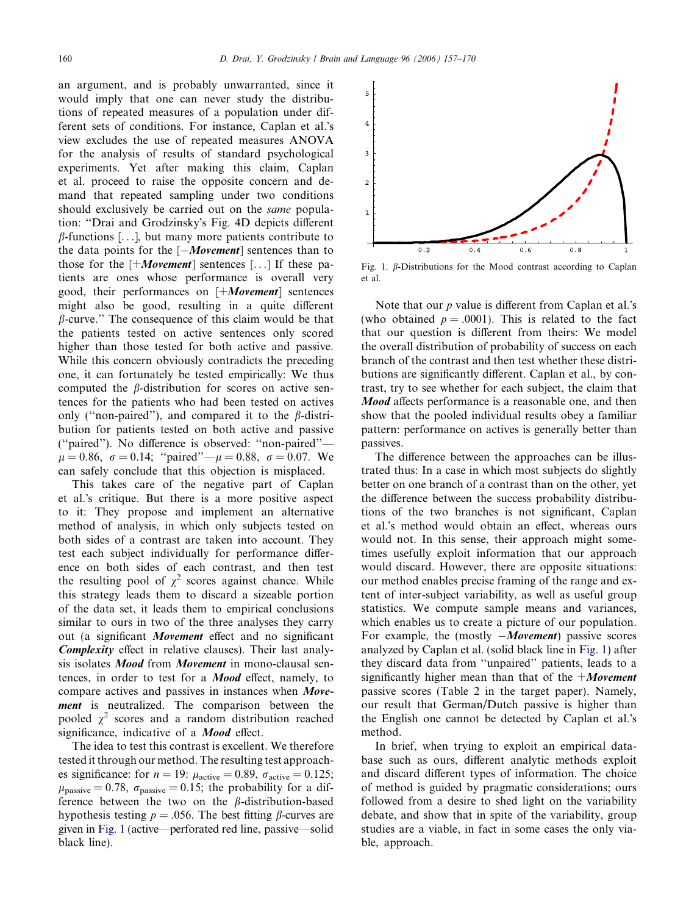an argument, and is probably unwarranted, since it would imply that one can never study the distributions of repeated measures of a population under different sets of conditions. For instance, Caplan et al.'s view excludes the use of repeated measures ANOVA for the analysis of results of standard psychological experiments. Yet after making this claim, Caplan et al. proceed to raise the opposite concern and demand that repeated sampling under two conditions should exclusively be carried out on the *same* population: "Drai and Grodzinsky's Fig. 4D depicts different $\beta$-functions [...], but many more patients contribute to the data points for the [−***Movement***] sentences than to those for the [+***Movement***] sentences [...] If these patients are ones whose performance is overall very good, their performances on [+***Movement***] sentences might also be good, resulting in a quite different $\beta$-curve." The consequence of this claim would be that the patients tested on active sentences only scored higher than those tested for both active and passive. While this concern obviously contradicts the preceding one, it can fortunately be tested empirically: We thus computed the $\beta$-distribution for scores on active sentences for the patients who had been tested on actives only ("non-paired"), and compared it to the $\beta$-distribution for patients tested on both active and passive ("paired"). No difference is observed: "non-paired"—$\mu = 0.86$, $\sigma = 0.14$; "paired"—$\mu = 0.88$, $\sigma = 0.07$. We can safely conclude that this objection is misplaced.

This takes care of the negative part of Caplan et al.'s critique. But there is a more positive aspect to it: They propose and implement an alternative method of analysis, in which only subjects tested on both sides of a contrast are taken into account. They test each subject individually for performance difference on both sides of each contrast, and then test the resulting pool of $\chi^2$ scores against chance. While this strategy leads them to discard a sizeable portion of the data set, it leads them to empirical conclusions similar to ours in two of the three analyses they carry out (a significant ***Movement*** effect and no significant ***Complexity*** effect in relative clauses). Their last analysis isolates ***Mood*** from ***Movement*** in mono-clausal sentences, in order to test for a ***Mood*** effect, namely, to compare actives and passives in instances when ***Movement*** is neutralized. The comparison between the pooled $\chi^2$ scores and a random distribution reached significance, indicative of a ***Mood*** effect.

The idea to test this contrast is excellent. We therefore tested it through our method. The resulting test approaches significance: for $n = 19$: $\mu_{\text{active}} = 0.89$, $\sigma_{\text{active}} = 0.125$; $\mu_{\text{passive}} = 0.78$, $\sigma_{\text{passive}} = 0.15$; the probability for a difference between the two on the $\beta$-distribution-based hypothesis testing $p = .056$. The best fitting $\beta$-curves are given in Fig. 1 (active—perforated red line, passive—solid black line).

Fig. 1. $\beta$-Distributions for the Mood contrast according to Caplan et al.

Note that our $p$ value is different from Caplan et al.'s (who obtained $p = .0001$). This is related to the fact that our question is different from theirs: We model the overall distribution of probability of success on each branch of the contrast and then test whether these distributions are significantly different. Caplan et al., by contrast, try to see whether for each subject, the claim that ***Mood*** affects performance is a reasonable one, and then show that the pooled individual results obey a familiar pattern: performance on actives is generally better than passives.

The difference between the approaches can be illustrated thus: In a case in which most subjects do slightly better on one branch of a contrast than on the other, yet the difference between the success probability distributions of the two branches is not significant, Caplan et al.'s method would obtain an effect, whereas ours would not. In this sense, their approach might sometimes usefully exploit information that our approach would discard. However, there are opposite situations: our method enables precise framing of the range and extent of inter-subject variability, as well as useful group statistics. We compute sample means and variances, which enables us to create a picture of our population. For example, the (mostly −***Movement***) passive scores analyzed by Caplan et al. (solid black line in Fig. 1) after they discard data from "unpaired" patients, leads to a significantly higher mean than that of the +***Movement*** passive scores (Table 2 in the target paper). Namely, our result that German/Dutch passive is higher than the English one cannot be detected by Caplan et al.'s method.

In brief, when trying to exploit an empirical database such as ours, different analytic methods exploit and discard different types of information. The choice of method is guided by pragmatic considerations; ours followed from a desire to shed light on the variability debate, and show that in spite of the variability, group studies are a viable, in fact in some cases the only viable, approach.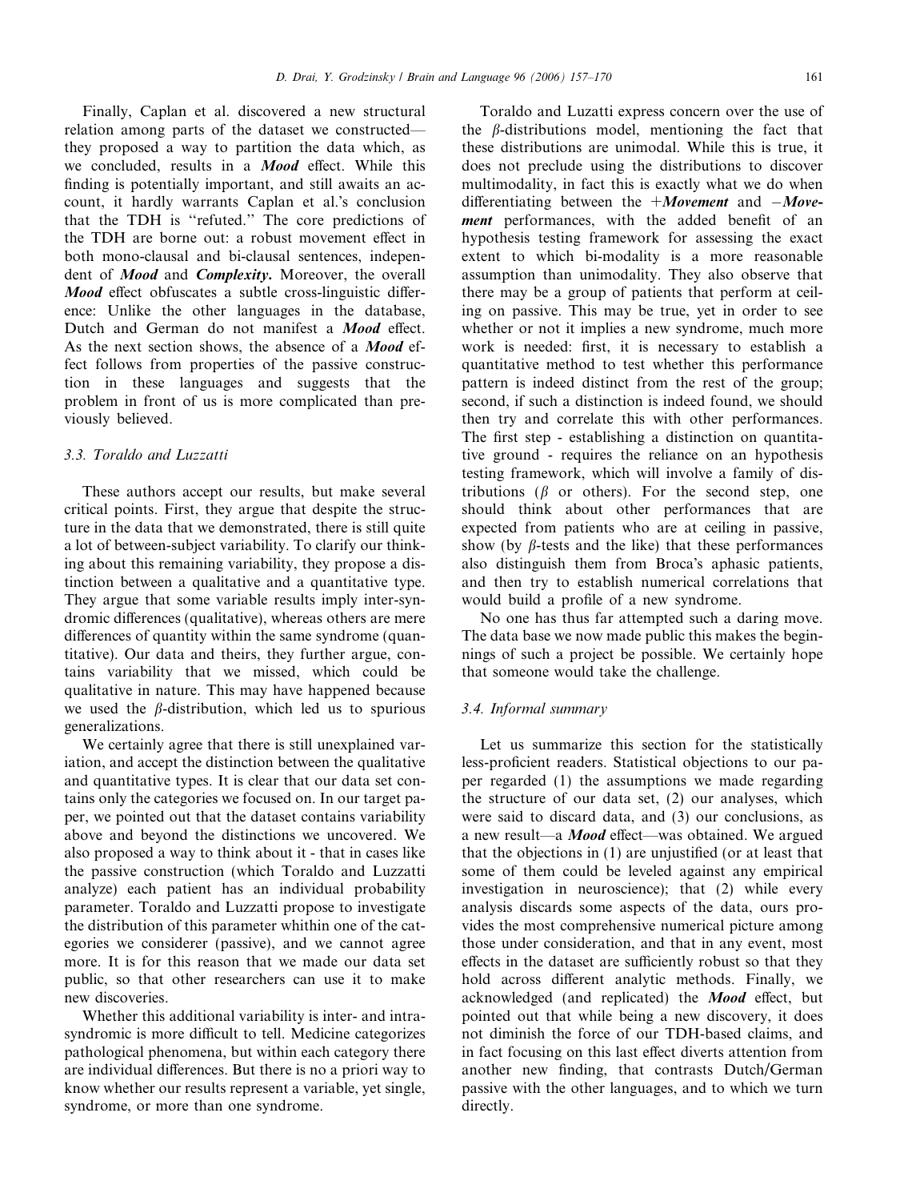Finally, Caplan et al. discovered a new structural relation among parts of the dataset we constructed—they proposed a way to partition the data which, as we concluded, results in a ***Mood*** effect. While this finding is potentially important, and still awaits an account, it hardly warrants Caplan et al.'s conclusion that the TDH is "refuted." The core predictions of the TDH are borne out: a robust movement effect in both mono-clausal and bi-clausal sentences, independent of ***Mood*** and ***Complexity***. Moreover, the overall ***Mood*** effect obfuscates a subtle cross-linguistic difference: Unlike the other languages in the database, Dutch and German do not manifest a ***Mood*** effect. As the next section shows, the absence of a ***Mood*** effect follows from properties of the passive construction in these languages and suggests that the problem in front of us is more complicated than previously believed.

### 3.3. Toraldo and Luzzatti

These authors accept our results, but make several critical points. First, they argue that despite the structure in the data that we demonstrated, there is still quite a lot of between-subject variability. To clarify our thinking about this remaining variability, they propose a distinction between a qualitative and a quantitative type. They argue that some variable results imply inter-syndromic differences (qualitative), whereas others are mere differences of quantity within the same syndrome (quantitative). Our data and theirs, they further argue, contains variability that we missed, which could be qualitative in nature. This may have happened because we used the $\beta$-distribution, which led us to spurious generalizations.

We certainly agree that there is still unexplained variation, and accept the distinction between the qualitative and quantitative types. It is clear that our data set contains only the categories we focused on. In our target paper, we pointed out that the dataset contains variability above and beyond the distinctions we uncovered. We also proposed a way to think about it - that in cases like the passive construction (which Toraldo and Luzzatti analyze) each patient has an individual probability parameter. Toraldo and Luzzatti propose to investigate the distribution of this parameter whithin one of the categories we considerer (passive), and we cannot agree more. It is for this reason that we made our data set public, so that other researchers can use it to make new discoveries.

Whether this additional variability is inter- and intra-syndromic is more difficult to tell. Medicine categorizes pathological phenomena, but within each category there are individual differences. But there is no a priori way to know whether our results represent a variable, yet single, syndrome, or more than one syndrome.

Toraldo and Luzzatti express concern over the use of the $\beta$-distributions model, mentioning the fact that these distributions are unimodal. While this is true, it does not preclude using the distributions to discover multimodality, in fact this is exactly what we do when differentiating between the ***+Movement*** and ***−Movement*** performances, with the added benefit of an hypothesis testing framework for assessing the exact extent to which bi-modality is a more reasonable assumption than unimodality. They also observe that there may be a group of patients that perform at ceiling on passive. This may be true, yet in order to see whether or not it implies a new syndrome, much more work is needed: first, it is necessary to establish a quantitative method to test whether this performance pattern is indeed distinct from the rest of the group; second, if such a distinction is indeed found, we should then try and correlate this with other performances. The first step - establishing a distinction on quantitative ground - requires the reliance on an hypothesis testing framework, which will involve a family of distributions ($\beta$ or others). For the second step, one should think about other performances that are expected from patients who are at ceiling in passive, show (by $\beta$-tests and the like) that these performances also distinguish them from Broca's aphasic patients, and then try to establish numerical correlations that would build a profile of a new syndrome.

No one has thus far attempted such a daring move. The data base we now made public this makes the beginnings of such a project be possible. We certainly hope that someone would take the challenge.

### 3.4. Informal summary

Let us summarize this section for the statistically less-proficient readers. Statistical objections to our paper regarded (1) the assumptions we made regarding the structure of our data set, (2) our analyses, which were said to discard data, and (3) our conclusions, as a new result—a ***Mood*** effect—was obtained. We argued that the objections in (1) are unjustified (or at least that some of them could be leveled against any empirical investigation in neuroscience); that (2) while every analysis discards some aspects of the data, ours provides the most comprehensive numerical picture among those under consideration, and that in any event, most effects in the dataset are sufficiently robust so that they hold across different analytic methods. Finally, we acknowledged (and replicated) the ***Mood*** effect, but pointed out that while being a new discovery, it does not diminish the force of our TDH-based claims, and in fact focusing on this last effect diverts attention from another new finding, that contrasts Dutch/German passive with the other languages, and to which we turn directly.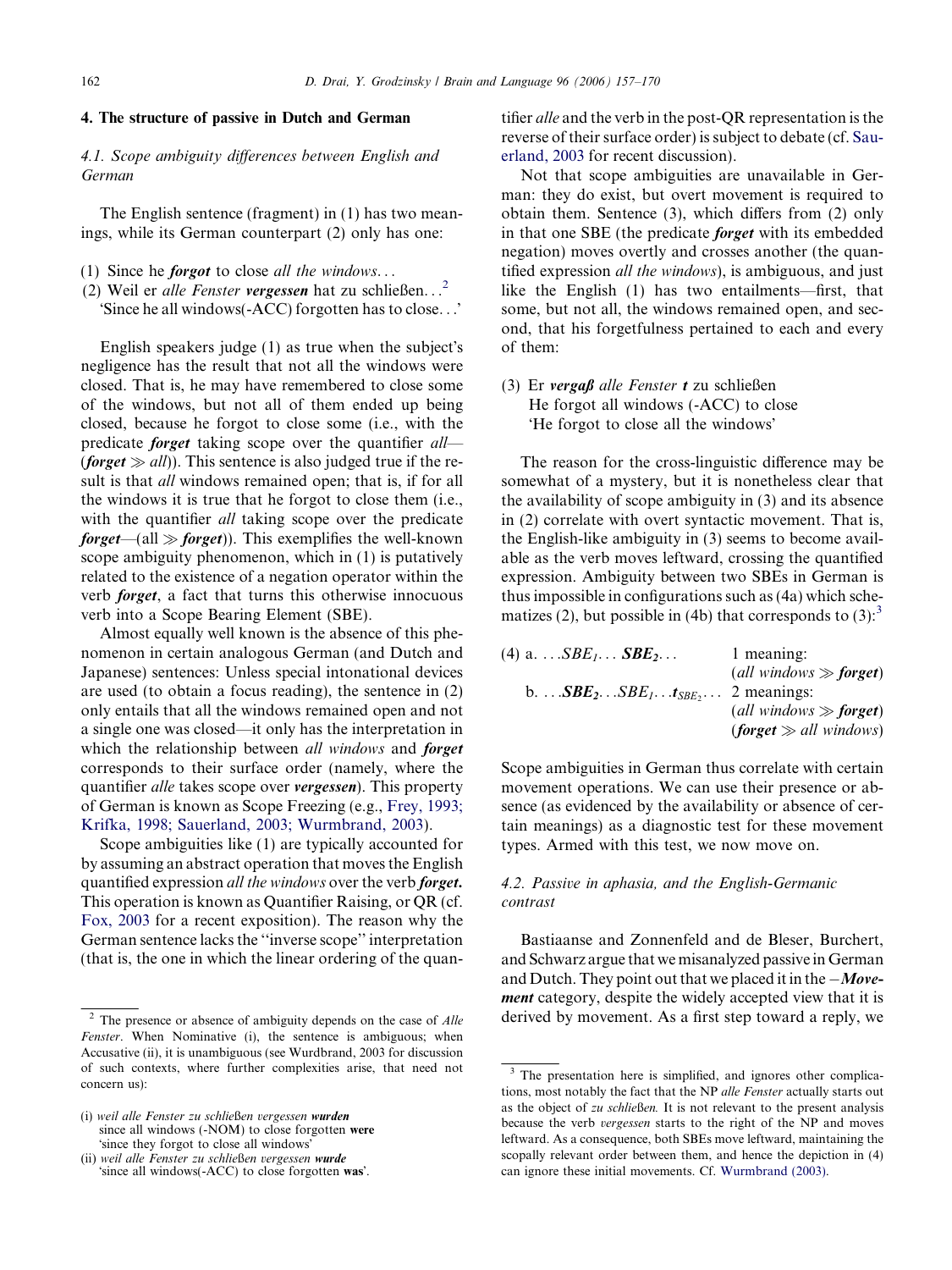## 4. The structure of passive in Dutch and German

### 4.1. Scope ambiguity differences between English and German

The English sentence (fragment) in (1) has two meanings, while its German counterpart (2) only has one:

(1) Since he ***forgot*** to close *all the windows*...

(2) Weil er *alle Fenster* ***vergessen*** hat zu schließen...[2]
'Since he all windows(-ACC) forgotten has to close...'

English speakers judge (1) as true when the subject's negligence has the result that not all the windows were closed. That is, he may have remembered to close some of the windows, but not all of them ended up being closed, because he forgot to close some (i.e., with the predicate ***forget*** taking scope over the quantifier *all*—(***forget*** $\gg$ *all*)). This sentence is also judged true if the result is that *all* windows remained open; that is, if for all the windows it is true that he forgot to close them (i.e., with the quantifier *all* taking scope over the predicate ***forget***—(all $\gg$ ***forget***)). This exemplifies the well-known scope ambiguity phenomenon, which in (1) is putatively related to the existence of a negation operator within the verb ***forget***, a fact that turns this otherwise innocuous verb into a Scope Bearing Element (SBE).

Almost equally well known is the absence of this phenomenon in certain analogous German (and Dutch and Japanese) sentences: Unless special intonational devices are used (to obtain a focus reading), the sentence in (2) only entails that all the windows remained open and not a single one was closed—it only has the interpretation in which the relationship between *all windows* and ***forget*** corresponds to their surface order (namely, where the quantifier *alle* takes scope over ***vergessen***). This property of German is known as Scope Freezing (e.g., Frey, 1993; Krifka, 1998; Sauerland, 2003; Wurmbrand, 2003).

Scope ambiguities like (1) are typically accounted for by assuming an abstract operation that moves the English quantified expression *all the windows* over the verb ***forget***. This operation is known as Quantifier Raising, or QR (cf. Fox, 2003 for a recent exposition). The reason why the German sentence lacks the "inverse scope" interpretation (that is, the one in which the linear ordering of the quantifier *alle* and the verb in the post-QR representation is the reverse of their surface order) is subject to debate (cf. Sauerland, 2003 for recent discussion).

Not that scope ambiguities are unavailable in German: they do exist, but overt movement is required to obtain them. Sentence (3), which differs from (2) only in that one SBE (the predicate ***forget*** with its embedded negation) moves overtly and crosses another (the quantified expression *all the windows*), is ambiguous, and just like the English (1) has two entailments—first, that some, but not all, the windows remained open, and second, that his forgetfulness pertained to each and every of them:

(3) Er ***vergaß*** *alle Fenster* ***t*** zu schließen
He forgot all windows (-ACC) to close
'He forgot to close all the windows'

The reason for the cross-linguistic difference may be somewhat of a mystery, but it is nonetheless clear that the availability of scope ambiguity in (3) and its absence in (2) correlate with overt syntactic movement. That is, the English-like ambiguity in (3) seems to become available as the verb moves leftward, crossing the quantified expression. Ambiguity between two SBEs in German is thus impossible in configurations such as (4a) which schematizes (2), but possible in (4b) that corresponds to (3):[3]

(4) a. ...$SBE_1$... $\boldsymbol{SBE_2}$... 1 meaning: (*all windows* $\gg$ ***forget***)
b. ...$\boldsymbol{SBE_2}$...$SBE_1$...$\boldsymbol{t_{SBE_2}}$... 2 meanings: (*all windows* $\gg$ ***forget***) (***forget*** $\gg$ *all windows*)

Scope ambiguities in German thus correlate with certain movement operations. We can use their presence or absence (as evidenced by the availability or absence of certain meanings) as a diagnostic test for these movement types. Armed with this test, we now move on.

### 4.2. Passive in aphasia, and the English-Germanic contrast

Bastiaanse and Zonnenfeld and de Bleser, Burchert, and Schwarz argue that we misanalyzed passive in German and Dutch. They point out that we placed it in the −***Movement*** category, despite the widely accepted view that it is derived by movement. As a first step toward a reply, we

---

[2] The presence or absence of ambiguity depends on the case of *Alle Fenster*. When Nominative (i), the sentence is ambiguous; when Accusative (ii), it is unambiguous (see Wurdbrand, 2003 for discussion of such contexts, where further complexities arise, that need not concern us):

(i) *weil alle Fenster zu schließen vergessen* ***wurden***
since all windows (-NOM) to close forgotten **were**
'since they forgot to close all windows'

(ii) *weil alle Fenster zu schließen vergessen* ***wurde***
'since all windows(-ACC) to close forgotten **was**'.

[3] The presentation here is simplified, and ignores other complications, most notably the fact that the NP *alle Fenster* actually starts out as the object of *zu schließen.* It is not relevant to the present analysis because the verb *vergessen* starts to the right of the NP and moves leftward. As a consequence, both SBEs move leftward, maintaining the scopally relevant order between them, and hence the depiction in (4) can ignore these initial movements. Cf. Wurmbrand (2003).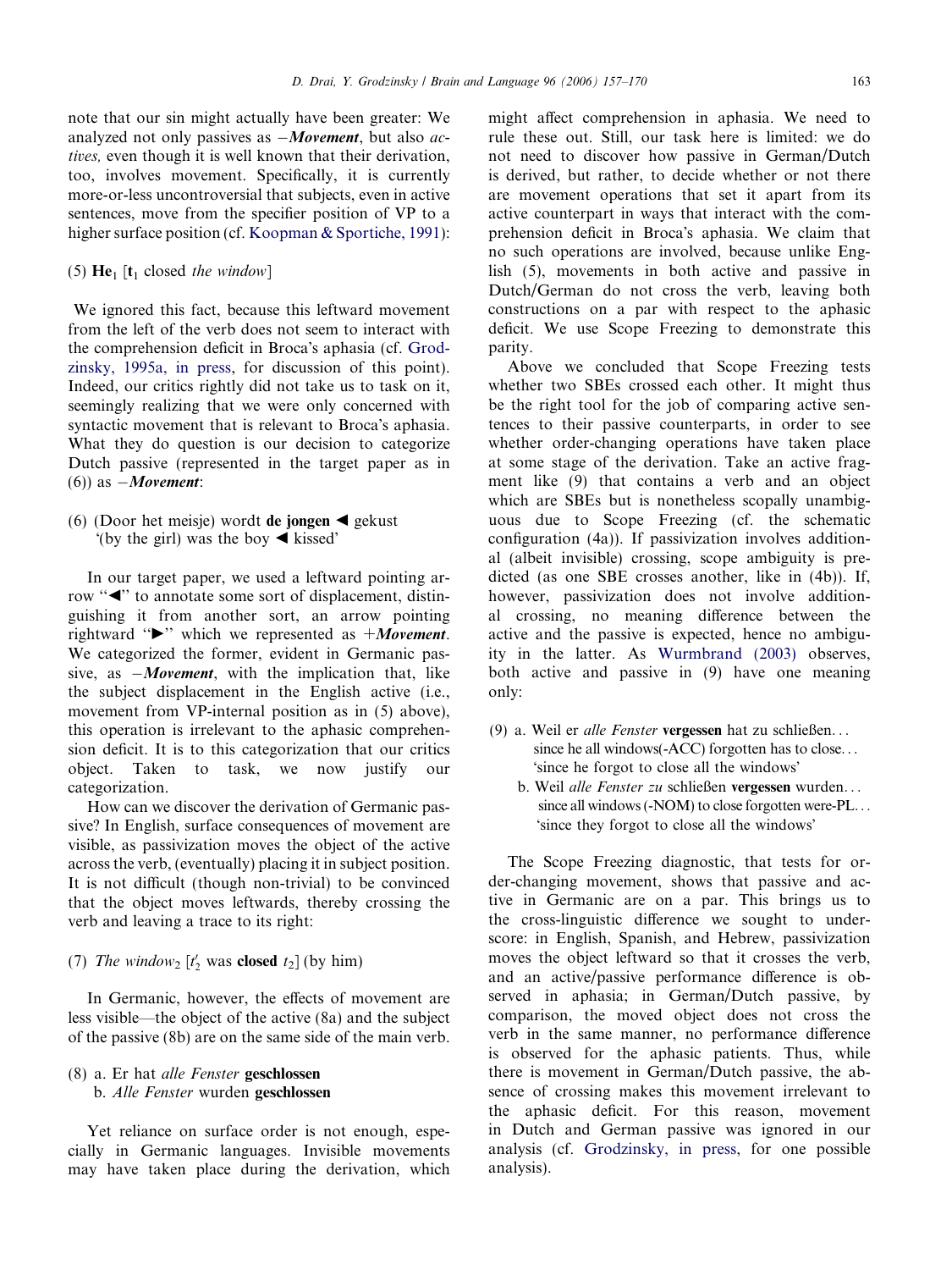note that our sin might actually have been greater: We analyzed not only passives as −***Movement***, but also *actives,* even though it is well known that their derivation, too, involves movement. Specifically, it is currently more-or-less uncontroversial that subjects, even in active sentences, move from the specifier position of VP to a higher surface position (cf. Koopman & Sportiche, 1991):

(5) **He**$_1$ [**t**$_1$ closed *the window*]

We ignored this fact, because this leftward movement from the left of the verb does not seem to interact with the comprehension deficit in Broca's aphasia (cf. Grodzinsky, 1995a, in press, for discussion of this point). Indeed, our critics rightly did not take us to task on it, seemingly realizing that we were only concerned with syntactic movement that is relevant to Broca's aphasia. What they do question is our decision to categorize Dutch passive (represented in the target paper as in (6)) as −***Movement***:

(6) (Door het meisje) wordt **de jongen** ◀ gekust
'(by the girl) was the boy ◀ kissed'

In our target paper, we used a leftward pointing arrow "◀" to annotate some sort of displacement, distinguishing it from another sort, an arrow pointing rightward "▶" which we represented as +***Movement***. We categorized the former, evident in Germanic passive, as −***Movement***, with the implication that, like the subject displacement in the English active (i.e., movement from VP-internal position as in (5) above), this operation is irrelevant to the aphasic comprehension deficit. It is to this categorization that our critics object. Taken to task, we now justify our categorization.

How can we discover the derivation of Germanic passive? In English, surface consequences of movement are visible, as passivization moves the object of the active across the verb, (eventually) placing it in subject position. It is not difficult (though non-trivial) to be convinced that the object moves leftwards, thereby crossing the verb and leaving a trace to its right:

(7) *The window*$_2$ [$t'_2$ was **closed** $t_2$] (by him)

In Germanic, however, the effects of movement are less visible—the object of the active (8a) and the subject of the passive (8b) are on the same side of the main verb.

(8) a. Er hat *alle Fenster* **geschlossen**
b. *Alle Fenster* wurden **geschlossen**

Yet reliance on surface order is not enough, especially in Germanic languages. Invisible movements may have taken place during the derivation, which might affect comprehension in aphasia. We need to rule these out. Still, our task here is limited: we do not need to discover how passive in German/Dutch is derived, but rather, to decide whether or not there are movement operations that set it apart from its active counterpart in ways that interact with the comprehension deficit in Broca's aphasia. We claim that no such operations are involved, because unlike English (5), movements in both active and passive in Dutch/German do not cross the verb, leaving both constructions on a par with respect to the aphasic deficit. We use Scope Freezing to demonstrate this parity.

Above we concluded that Scope Freezing tests whether two SBEs crossed each other. It might thus be the right tool for the job of comparing active sentences to their passive counterparts, in order to see whether order-changing operations have taken place at some stage of the derivation. Take an active fragment like (9) that contains a verb and an object which are SBEs but is nonetheless scopally unambiguous due to Scope Freezing (cf. the schematic configuration (4a)). If passivization involves additional (albeit invisible) crossing, scope ambiguity is predicted (as one SBE crosses another, like in (4b)). If, however, passivization does not involve additional crossing, no meaning difference between the active and the passive is expected, hence no ambiguity in the latter. As Wurmbrand (2003) observes, both active and passive in (9) have one meaning only:

(9) a. Weil er *alle Fenster* **vergessen** hat zu schließen...
since he all windows(-ACC) forgotten has to close...
'since he forgot to close all the windows'
b. Weil *alle Fenster zu* schließen **vergessen** wurden...
since all windows (-NOM) to close forgotten were-PL...
'since they forgot to close all the windows'

The Scope Freezing diagnostic, that tests for order-changing movement, shows that passive and active in Germanic are on a par. This brings us to the cross-linguistic difference we sought to underscore: in English, Spanish, and Hebrew, passivization moves the object leftward so that it crosses the verb, and an active/passive performance difference is observed in aphasia; in German/Dutch passive, by comparison, the moved object does not cross the verb in the same manner, no performance difference is observed for the aphasic patients. Thus, while there is movement in German/Dutch passive, the absence of crossing makes this movement irrelevant to the aphasic deficit. For this reason, movement in Dutch and German passive was ignored in our analysis (cf. Grodzinsky, in press, for one possible analysis).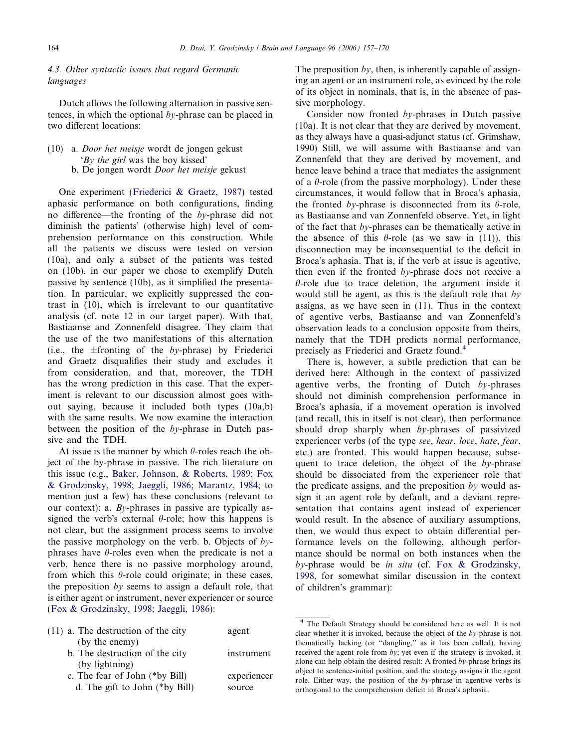### 4.3. Other syntactic issues that regard Germanic languages

Dutch allows the following alternation in passive sentences, in which the optional *by*-phrase can be placed in two different locations:

(10) a. *Door het meisje* wordt de jongen gekust
'*By the girl* was the boy kissed'
b. De jongen wordt *Door het meisje* gekust

One experiment (Friederici & Graetz, 1987) tested aphasic performance on both configurations, finding no difference—the fronting of the *by*-phrase did not diminish the patients' (otherwise high) level of comprehension performance on this construction. While all the patients we discuss were tested on version (10a), and only a subset of the patients was tested on (10b), in our paper we chose to exemplify Dutch passive by sentence (10b), as it simplified the presentation. In particular, we explicitly suppressed the contrast in (10), which is irrelevant to our quantitative analysis (cf. note 12 in our target paper). With that, Bastiaanse and Zonnenfeld disagree. They claim that the use of the two manifestations of this alternation (i.e., the ±fronting of the *by*-phrase) by Friederici and Graetz disqualifies their study and excludes it from consideration, and that, moreover, the TDH has the wrong prediction in this case. That the experiment is relevant to our discussion almost goes without saying, because it included both types (10a,b) with the same results. We now examine the interaction between the position of the *by*-phrase in Dutch passive and the TDH.

At issue is the manner by which θ-roles reach the object of the by-phrase in passive. The rich literature on this issue (e.g., Baker, Johnson, & Roberts, 1989; Fox & Grodzinsky, 1998; Jaeggli, 1986; Marantz, 1984; to mention just a few) has these conclusions (relevant to our context): a. *By*-phrases in passive are typically assigned the verb's external θ-role; how this happens is not clear, but the assignment process seems to involve the passive morphology on the verb. b. Objects of *by*-phrases have θ-roles even when the predicate is not a verb, hence there is no passive morphology around, from which this θ-role could originate; in these cases, the preposition *by* seems to assign a default role, that is either agent or instrument, never experiencer or source (Fox & Grodzinsky, 1998; Jaeggli, 1986):

(11) a. The destruction of the city (by the enemy) — agent
b. The destruction of the city (by lightning) — instrument
c. The fear of John (*by Bill) — experiencer
d. The gift to John (*by Bill) — source

The preposition *by*, then, is inherently capable of assigning an agent or an instrument role, as evinced by the role of its object in nominals, that is, in the absence of passive morphology.

Consider now fronted *by*-phrases in Dutch passive (10a). It is not clear that they are derived by movement, as they always have a quasi-adjunct status (cf. Grimshaw, 1990) Still, we will assume with Bastiaanse and van Zonnenfeld that they are derived by movement, and hence leave behind a trace that mediates the assignment of a θ-role (from the passive morphology). Under these circumstances, it would follow that in Broca's aphasia, the fronted *by*-phrase is disconnected from its θ-role, as Bastiaanse and van Zonnenfeld observe. Yet, in light of the fact that *by*-phrases can be thematically active in the absence of this θ-role (as we saw in (11)), this disconnection may be inconsequential to the deficit in Broca's aphasia. That is, if the verb at issue is agentive, then even if the fronted *by*-phrase does not receive a θ-role due to trace deletion, the argument inside it would still be agent, as this is the default role that *by* assigns, as we have seen in (11). Thus in the context of agentive verbs, Bastiaanse and van Zonnenfeld's observation leads to a conclusion opposite from theirs, namely that the TDH predicts normal performance, precisely as Friederici and Graetz found.[4]

There is, however, a subtle prediction that can be derived here: Although in the context of passivized agentive verbs, the fronting of Dutch *by*-phrases should not diminish comprehension performance in Broca's aphasia, if a movement operation is involved (and recall, this in itself is not clear), then performance should drop sharply when *by*-phrases of passivized experiencer verbs (of the type *see*, *hear*, *love*, *hate*, *fear*, etc.) are fronted. This would happen because, subsequent to trace deletion, the object of the *by*-phrase should be dissociated from the experiencer role that the predicate assigns, and the preposition *by* would assign it an agent role by default, and a deviant representation that contains agent instead of experiencer would result. In the absence of auxiliary assumptions, then, we would thus expect to obtain differential performance levels on the following, although performance should be normal on both instances when the *by*-phrase would be *in situ* (cf. Fox & Grodzinsky, 1998, for somewhat similar discussion in the context of children's grammar):

[4] The Default Strategy should be considered here as well. It is not clear whether it is invoked, because the object of the *by*-phrase is not thematically lacking (or "dangling," as it has been called), having received the agent role from *by*; yet even if the strategy is invoked, it alone can help obtain the desired result: A fronted *by*-phrase brings its object to sentence-initial position, and the strategy assigns it the agent role. Either way, the position of the *by*-phrase in agentive verbs is orthogonal to the comprehension deficit in Broca's aphasia.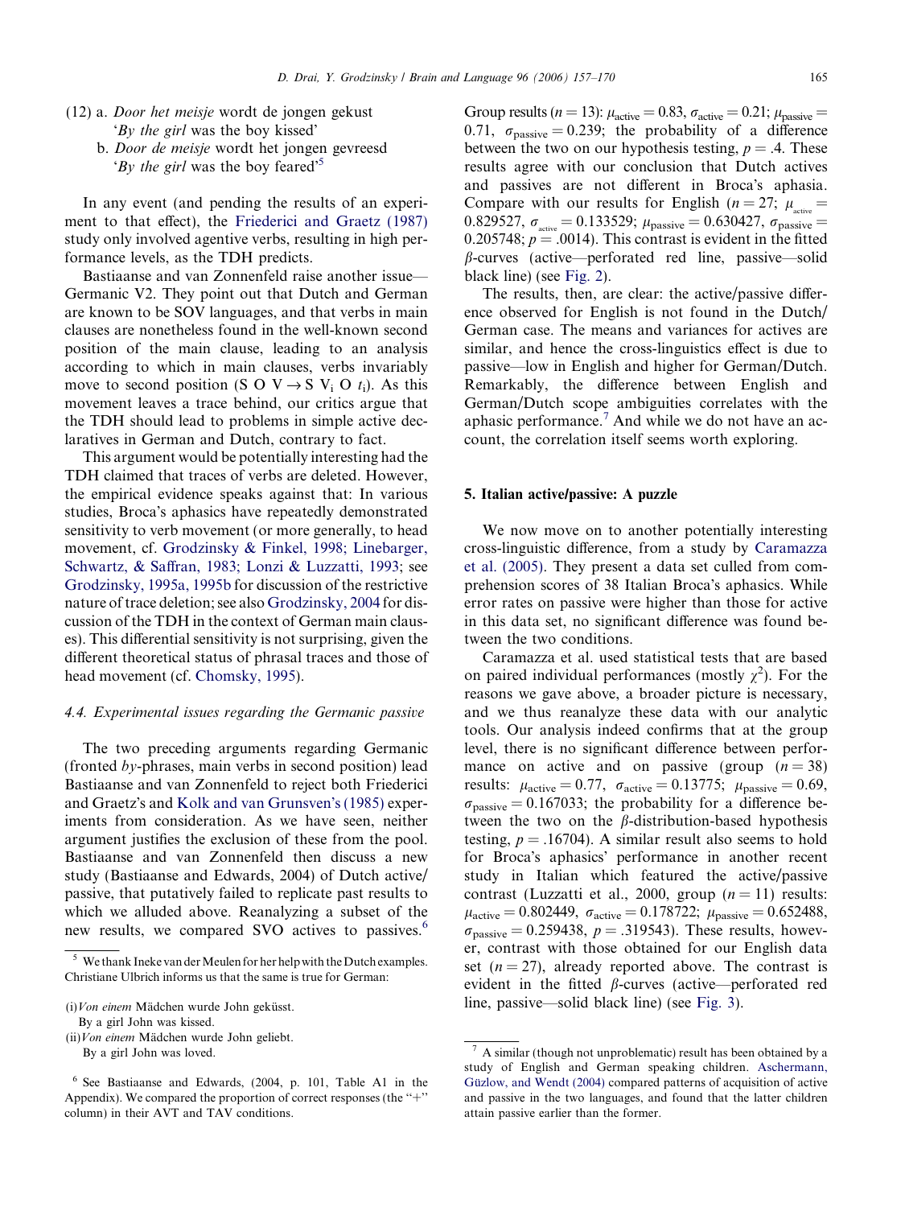(12) a. *Door het meisje* wordt de jongen gekust
 '*By the girl* was the boy kissed'
 b. *Door de meisje* wordt het jongen gevreesd
 '*By the girl* was the boy feared'[5]

In any event (and pending the results of an experiment to that effect), the Friederici and Graetz (1987) study only involved agentive verbs, resulting in high performance levels, as the TDH predicts.

Bastiaanse and van Zonnenfeld raise another issue—Germanic V2. They point out that Dutch and German are known to be SOV languages, and that verbs in main clauses are nonetheless found in the well-known second position of the main clause, leading to an analysis according to which in main clauses, verbs invariably move to second position (S O V → S $V_i$ O $t_i$). As this movement leaves a trace behind, our critics argue that the TDH should lead to problems in simple active declaratives in German and Dutch, contrary to fact.

This argument would be potentially interesting had the TDH claimed that traces of verbs are deleted. However, the empirical evidence speaks against that: In various studies, Broca's aphasics have repeatedly demonstrated sensitivity to verb movement (or more generally, to head movement, cf. Grodzinsky & Finkel, 1998; Linebarger, Schwartz, & Saffran, 1983; Lonzi & Luzzatti, 1993; see Grodzinsky, 1995a, 1995b for discussion of the restrictive nature of trace deletion; see also Grodzinsky, 2004 for discussion of the TDH in the context of German main clauses). This differential sensitivity is not surprising, given the different theoretical status of phrasal traces and those of head movement (cf. Chomsky, 1995).

### 4.4. Experimental issues regarding the Germanic passive

The two preceding arguments regarding Germanic (fronted *by*-phrases, main verbs in second position) lead Bastiaanse and van Zonnenfeld to reject both Friederici and Graetz's and Kolk and van Grunsven's (1985) experiments from consideration. As we have seen, neither argument justifies the exclusion of these from the pool. Bastiaanse and van Zonnenfeld then discuss a new study (Bastiaanse and Edwards, 2004) of Dutch active/passive, that putatively failed to replicate past results to which we alluded above. Reanalyzing a subset of the new results, we compared SVO actives to passives.[6] Group results ($n = 13$): $\mu_{\text{active}} = 0.83$, $\sigma_{\text{active}} = 0.21$; $\mu_{\text{passive}} = 0.71$, $\sigma_{\text{passive}} = 0.239$; the probability of a difference between the two on our hypothesis testing, $p = .4$. These results agree with our conclusion that Dutch actives and passives are not different in Broca's aphasia. Compare with our results for English ($n = 27$; $\mu_{\text{active}} = 0.829527$, $\sigma_{\text{active}} = 0.133529$; $\mu_{\text{passive}} = 0.630427$, $\sigma_{\text{passive}} = 0.205748$; $p = .0014$). This contrast is evident in the fitted $\beta$-curves (active—perforated red line, passive—solid black line) (see Fig. 2).

The results, then, are clear: the active/passive difference observed for English is not found in the Dutch/German case. The means and variances for actives are similar, and hence the cross-linguistics effect is due to passive—low in English and higher for German/Dutch. Remarkably, the difference between English and German/Dutch scope ambiguities correlates with the aphasic performance.[7] And while we do not have an account, the correlation itself seems worth exploring.

## 5. Italian active/passive: A puzzle

We now move on to another potentially interesting cross-linguistic difference, from a study by Caramazza et al. (2005). They present a data set culled from comprehension scores of 38 Italian Broca's aphasics. While error rates on passive were higher than those for active in this data set, no significant difference was found between the two conditions.

Caramazza et al. used statistical tests that are based on paired individual performances (mostly $\chi^2$). For the reasons we gave above, a broader picture is necessary, and we thus reanalyze these data with our analytic tools. Our analysis indeed confirms that at the group level, there is no significant difference between performance on active and on passive (group ($n = 38$) results: $\mu_{\text{active}} = 0.77$, $\sigma_{\text{active}} = 0.13775$; $\mu_{\text{passive}} = 0.69$, $\sigma_{\text{passive}} = 0.167033$; the probability for a difference between the two on the $\beta$-distribution-based hypothesis testing, $p = .16704$). A similar result also seems to hold for Broca's aphasics' performance in another recent study in Italian which featured the active/passive contrast (Luzzatti et al., 2000, group ($n = 11$) results: $\mu_{\text{active}} = 0.802449$, $\sigma_{\text{active}} = 0.178722$; $\mu_{\text{passive}} = 0.652488$, $\sigma_{\text{passive}} = 0.259438$, $p = .319543$). These results, however, contrast with those obtained for our English data set ($n = 27$), already reported above. The contrast is evident in the fitted $\beta$-curves (active—perforated red line, passive—solid black line) (see Fig. 3).

---

[5] We thank Ineke van der Meulen for her help with the Dutch examples. Christiane Ulbrich informs us that the same is true for German:

(i) *Von einem* Mädchen wurde John geküsst.
 By a girl John was kissed.
(ii) *Von einem* Mädchen wurde John geliebt.
 By a girl John was loved.

[6] See Bastiaanse and Edwards, (2004, p. 101, Table A1 in the Appendix). We compared the proportion of correct responses (the "+" column) in their AVT and TAV conditions.

[7] A similar (though not unproblematic) result has been obtained by a study of English and German speaking children. Aschermann, Gülzow, and Wendt (2004) compared patterns of acquisition of active and passive in the two languages, and found that the latter children attain passive earlier than the former.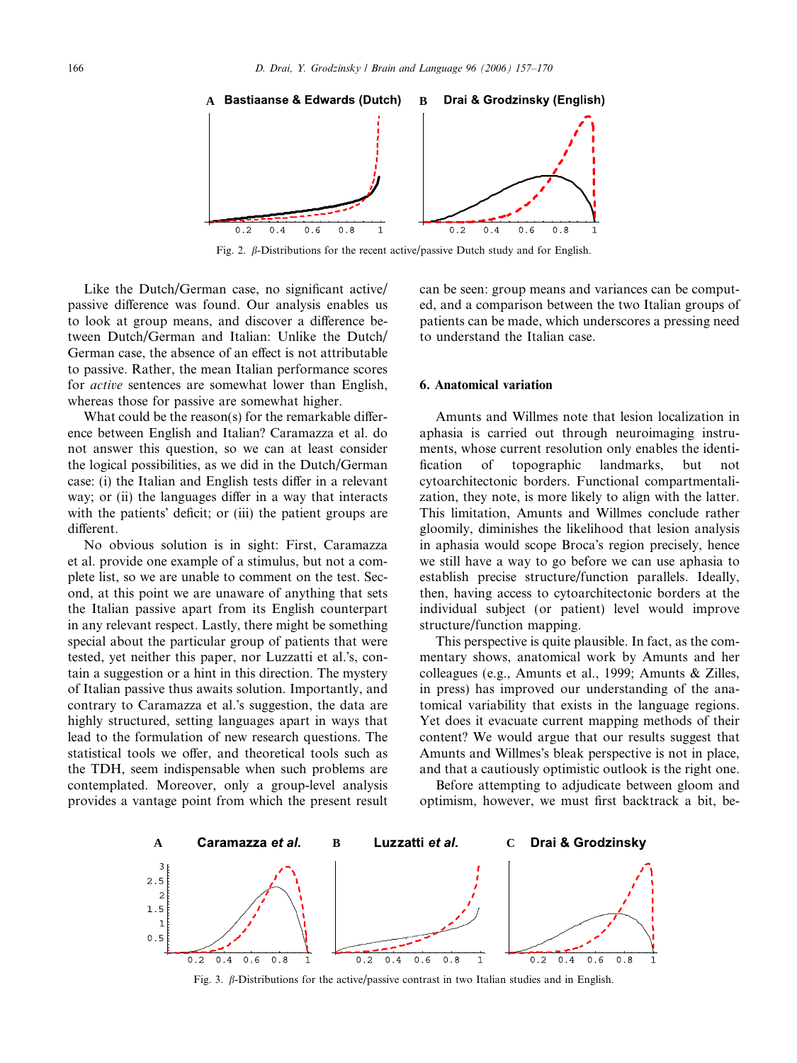A Bastiaanse & Edwards (Dutch)

0.2 0.4 0.6 0.8 1

B Drai & Grodzinsky (English)

0.2 0.4 0.6 0.8 1

Fig. 2. β-Distributions for the recent active/passive Dutch study and for English.

Like the Dutch/German case, no significant active/passive difference was found. Our analysis enables us to look at group means, and discover a difference between Dutch/German and Italian: Unlike the Dutch/German case, the absence of an effect is not attributable to passive. Rather, the mean Italian performance scores for *active* sentences are somewhat lower than English, whereas those for passive are somewhat higher.

What could be the reason(s) for the remarkable difference between English and Italian? Caramazza et al. do not answer this question, so we can at least consider the logical possibilities, as we did in the Dutch/German case: (i) the Italian and English tests differ in a relevant way; or (ii) the languages differ in a way that interacts with the patients' deficit; or (iii) the patient groups are different.

No obvious solution is in sight: First, Caramazza et al. provide one example of a stimulus, but not a complete list, so we are unable to comment on the test. Second, at this point we are unaware of anything that sets the Italian passive apart from its English counterpart in any relevant respect. Lastly, there might be something special about the particular group of patients that were tested, yet neither this paper, nor Luzzatti et al.'s, contain a suggestion or a hint in this direction. The mystery of Italian passive thus awaits solution. Importantly, and contrary to Caramazza et al.'s suggestion, the data are highly structured, setting languages apart in ways that lead to the formulation of new research questions. The statistical tools we offer, and theoretical tools such as the TDH, seem indispensable when such problems are contemplated. Moreover, only a group-level analysis provides a vantage point from which the present result can be seen: group means and variances can be computed, and a comparison between the two Italian groups of patients can be made, which underscores a pressing need to understand the Italian case.

## 6. Anatomical variation

Amunts and Willmes note that lesion localization in aphasia is carried out through neuroimaging instruments, whose current resolution only enables the identification of topographic landmarks, but not cytoarchitectonic borders. Functional compartmentalization, they note, is more likely to align with the latter. This limitation, Amunts and Willmes conclude rather gloomily, diminishes the likelihood that lesion analysis in aphasia would scope Broca's region precisely, hence we still have a way to go before we can use aphasia to establish precise structure/function parallels. Ideally, then, having access to cytoarchitectonic borders at the individual subject (or patient) level would improve structure/function mapping.

This perspective is quite plausible. In fact, as the commentary shows, anatomical work by Amunts and her colleagues (e.g., Amunts et al., 1999; Amunts & Zilles, in press) has improved our understanding of the anatomical variability that exists in the language regions. Yet does it evacuate current mapping methods of their content? We would argue that our results suggest that Amunts and Willmes's bleak perspective is not in place, and that a cautiously optimistic outlook is the right one.

Before attempting to adjudicate between gloom and optimism, however, we must first backtrack a bit, be-

A Caramazza *et al.*

3
2.5
2
1.5
1
0.5

0.2 0.4 0.6 0.8 1

B Luzzatti *et al.*

0.2 0.4 0.6 0.8 1

C Drai & Grodzinsky

0.2 0.4 0.6 0.8 1

Fig. 3. β-Distributions for the active/passive contrast in two Italian studies and in English.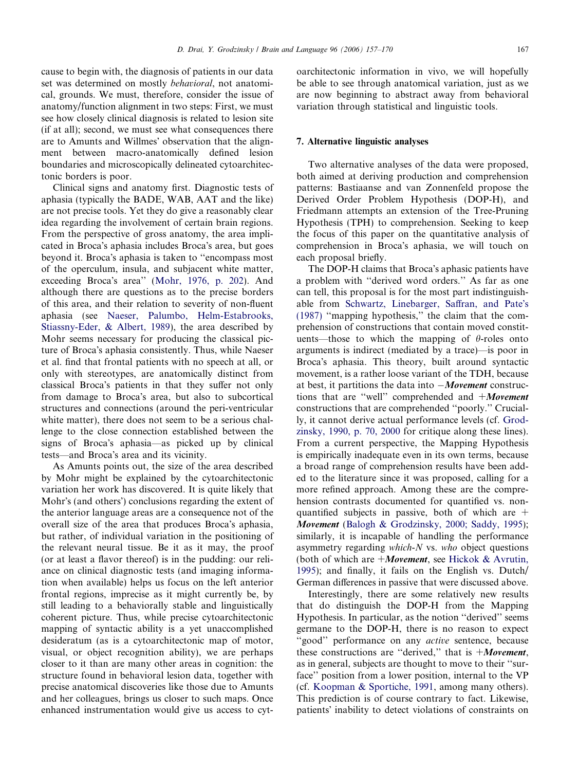cause to begin with, the diagnosis of patients in our data set was determined on mostly *behavioral*, not anatomical, grounds. We must, therefore, consider the issue of anatomy/function alignment in two steps: First, we must see how closely clinical diagnosis is related to lesion site (if at all); second, we must see what consequences there are to Amunts and Willmes' observation that the alignment between macro-anatomically defined lesion boundaries and microscopically delineated cytoarchitectonic borders is poor.

Clinical signs and anatomy first. Diagnostic tests of aphasia (typically the BADE, WAB, AAT and the like) are not precise tools. Yet they do give a reasonably clear idea regarding the involvement of certain brain regions. From the perspective of gross anatomy, the area implicated in Broca's aphasia includes Broca's area, but goes beyond it. Broca's aphasia is taken to "encompass most of the operculum, insula, and subjacent white matter, exceeding Broca's area" (Mohr, 1976, p. 202). And although there are questions as to the precise borders of this area, and their relation to severity of non-fluent aphasia (see Naeser, Palumbo, Helm-Estabrooks, Stiassny-Eder, & Albert, 1989), the area described by Mohr seems necessary for producing the classical picture of Broca's aphasia consistently. Thus, while Naeser et al. find that frontal patients with no speech at all, or only with stereotypes, are anatomically distinct from classical Broca's patients in that they suffer not only from damage to Broca's area, but also to subcortical structures and connections (around the peri-ventricular white matter), there does not seem to be a serious challenge to the close connection established between the signs of Broca's aphasia—as picked up by clinical tests—and Broca's area and its vicinity.

As Amunts points out, the size of the area described by Mohr might be explained by the cytoarchitectonic variation her work has discovered. It is quite likely that Mohr's (and others') conclusions regarding the extent of the anterior language areas are a consequence not of the overall size of the area that produces Broca's aphasia, but rather, of individual variation in the positioning of the relevant neural tissue. Be it as it may, the proof (or at least a flavor thereof) is in the pudding: our reliance on clinical diagnostic tests (and imaging information when available) helps us focus on the left anterior frontal regions, imprecise as it might currently be, by still leading to a behaviorally stable and linguistically coherent picture. Thus, while precise cytoarchitectonic mapping of syntactic ability is a yet unaccomplished desideratum (as is a cytoarchitectonic map of motor, visual, or object recognition ability), we are perhaps closer to it than are many other areas in cognition: the structure found in behavioral lesion data, together with precise anatomical discoveries like those due to Amunts and her colleagues, brings us closer to such maps. Once enhanced instrumentation would give us access to cytoarchitectonic information in vivo, we will hopefully be able to see through anatomical variation, just as we are now beginning to abstract away from behavioral variation through statistical and linguistic tools.

## 7. Alternative linguistic analyses

Two alternative analyses of the data were proposed, both aimed at deriving production and comprehension patterns: Bastiaanse and van Zonnenfeld propose the Derived Order Problem Hypothesis (DOP-H), and Friedmann attempts an extension of the Tree-Pruning Hypothesis (TPH) to comprehension. Seeking to keep the focus of this paper on the quantitative analysis of comprehension in Broca's aphasia, we will touch on each proposal briefly.

The DOP-H claims that Broca's aphasic patients have a problem with "derived word orders." As far as one can tell, this proposal is for the most part indistinguishable from Schwartz, Linebarger, Saffran, and Pate's (1987) "mapping hypothesis," the claim that the comprehension of constructions that contain moved constituents—those to which the mapping of $\theta$-roles onto arguments is indirect (mediated by a trace)—is poor in Broca's aphasia. This theory, built around syntactic movement, is a rather loose variant of the TDH, because at best, it partitions the data into −***Movement*** constructions that are "well" comprehended and +***Movement*** constructions that are comprehended "poorly." Crucially, it cannot derive actual performance levels (cf. Grodzinsky, 1990, p. 70, 2000 for critique along these lines). From a current perspective, the Mapping Hypothesis is empirically inadequate even in its own terms, because a broad range of comprehension results have been added to the literature since it was proposed, calling for a more refined approach. Among these are the comprehension contrasts documented for quantified vs. non-quantified subjects in passive, both of which are +***Movement*** (Balogh & Grodzinsky, 2000; Saddy, 1995); similarly, it is incapable of handling the performance asymmetry regarding *which-N* vs. *who* object questions (both of which are +***Movement***, see Hickok & Avrutin, 1995); and finally, it fails on the English vs. Dutch/German differences in passive that were discussed above.

Interestingly, there are some relatively new results that do distinguish the DOP-H from the Mapping Hypothesis. In particular, as the notion "derived" seems germane to the DOP-H, there is no reason to expect "good" performance on any *active* sentence, because these constructions are "derived," that is +***Movement***, as in general, subjects are thought to move to their "surface" position from a lower position, internal to the VP (cf. Koopman & Sportiche, 1991, among many others). This prediction is of course contrary to fact. Likewise, patients' inability to detect violations of constraints on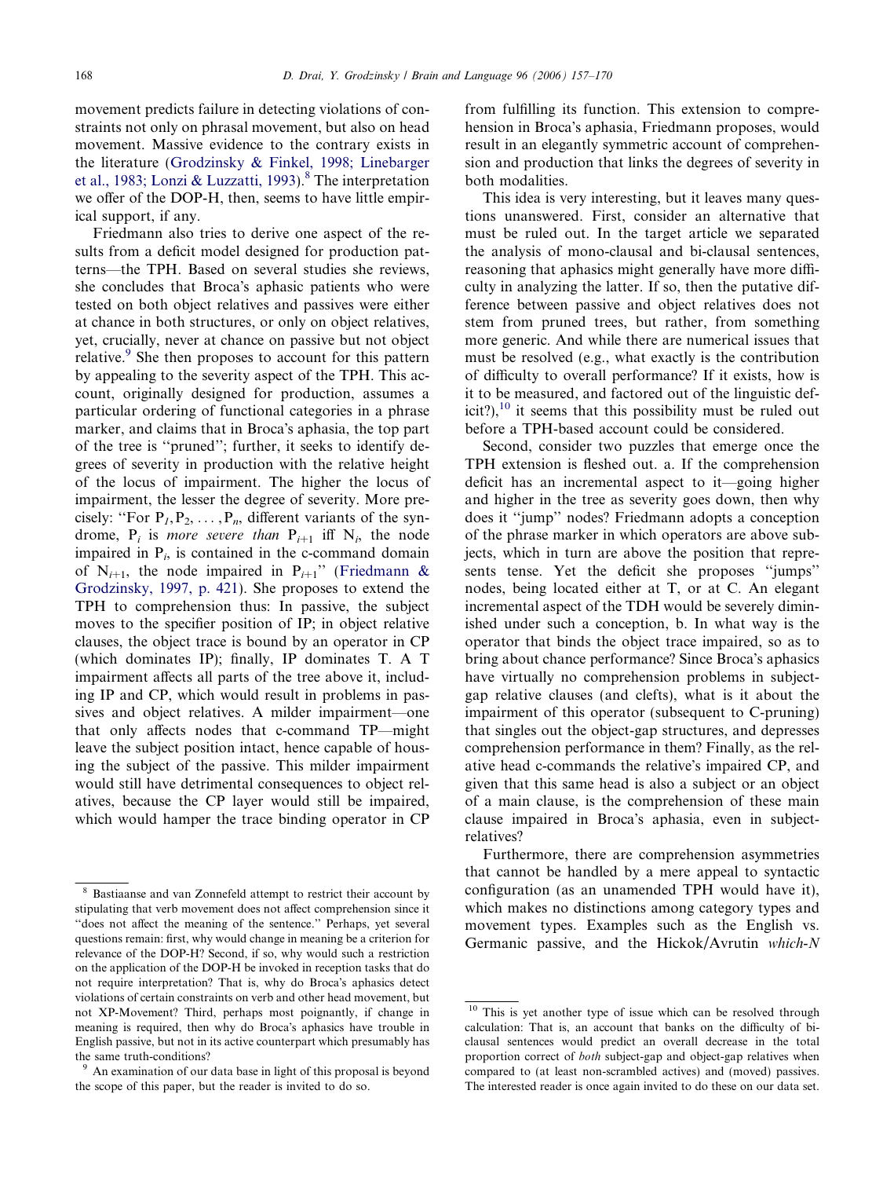movement predicts failure in detecting violations of constraints not only on phrasal movement, but also on head movement. Massive evidence to the contrary exists in the literature (Grodzinsky & Finkel, 1998; Linebarger et al., 1983; Lonzi & Luzzatti, 1993).[8] The interpretation we offer of the DOP-H, then, seems to have little empirical support, if any.

Friedmann also tries to derive one aspect of the results from a deficit model designed for production patterns—the TPH. Based on several studies she reviews, she concludes that Broca's aphasic patients who were tested on both object relatives and passives were either at chance in both structures, or only on object relatives, yet, crucially, never at chance on passive but not object relative.[9] She then proposes to account for this pattern by appealing to the severity aspect of the TPH. This account, originally designed for production, assumes a particular ordering of functional categories in a phrase marker, and claims that in Broca's aphasia, the top part of the tree is "pruned"; further, it seeks to identify degrees of severity in production with the relative height of the locus of impairment. The higher the locus of impairment, the lesser the degree of severity. More precisely: "For $P_1, P_2, \ldots, P_n$, different variants of the syndrome, $P_i$ is *more severe than* $P_{i+1}$ iff $N_i$, the node impaired in $P_i$, is contained in the c-command domain of $N_{i+1}$, the node impaired in $P_{i+1}$" (Friedmann & Grodzinsky, 1997, p. 421). She proposes to extend the TPH to comprehension thus: In passive, the subject moves to the specifier position of IP; in object relative clauses, the object trace is bound by an operator in CP (which dominates IP); finally, IP dominates T. A T impairment affects all parts of the tree above it, including IP and CP, which would result in problems in passives and object relatives. A milder impairment—one that only affects nodes that c-command TP—might leave the subject position intact, hence capable of housing the subject of the passive. This milder impairment would still have detrimental consequences to object relatives, because the CP layer would still be impaired, which would hamper the trace binding operator in CP from fulfilling its function. This extension to comprehension in Broca's aphasia, Friedmann proposes, would result in an elegantly symmetric account of comprehension and production that links the degrees of severity in both modalities.

This idea is very interesting, but it leaves many questions unanswered. First, consider an alternative that must be ruled out. In the target article we separated the analysis of mono-clausal and bi-clausal sentences, reasoning that aphasics might generally have more difficulty in analyzing the latter. If so, then the putative difference between passive and object relatives does not stem from pruned trees, but rather, from something more generic. And while there are numerical issues that must be resolved (e.g., what exactly is the contribution of difficulty to overall performance? If it exists, how is it to be measured, and factored out of the linguistic deficit?),[10] it seems that this possibility must be ruled out before a TPH-based account could be considered.

Second, consider two puzzles that emerge once the TPH extension is fleshed out. a. If the comprehension deficit has an incremental aspect to it—going higher and higher in the tree as severity goes down, then why does it "jump" nodes? Friedmann adopts a conception of the phrase marker in which operators are above subjects, which in turn are above the position that represents tense. Yet the deficit she proposes "jumps" nodes, being located either at T, or at C. An elegant incremental aspect of the TDH would be severely diminished under such a conception, b. In what way is the operator that binds the object trace impaired, so as to bring about chance performance? Since Broca's aphasics have virtually no comprehension problems in subject-gap relative clauses (and clefts), what is it about the impairment of this operator (subsequent to C-pruning) that singles out the object-gap structures, and depresses comprehension performance in them? Finally, as the relative head c-commands the relative's impaired CP, and given that this same head is also a subject or an object of a main clause, is the comprehension of these main clause impaired in Broca's aphasia, even in subject-relatives?

Furthermore, there are comprehension asymmetries that cannot be handled by a mere appeal to syntactic configuration (as an unamended TPH would have it), which makes no distinctions among category types and movement types. Examples such as the English vs. Germanic passive, and the Hickok/Avrutin *which-N*

---

[8] Bastiaanse and van Zonnefeld attempt to restrict their account by stipulating that verb movement does not affect comprehension since it "does not affect the meaning of the sentence." Perhaps, yet several questions remain: first, why would change in meaning be a criterion for relevance of the DOP-H? Second, if so, why would such a restriction on the application of the DOP-H be invoked in reception tasks that do not require interpretation? That is, why do Broca's aphasics detect violations of certain constraints on verb and other head movement, but not XP-Movement? Third, perhaps most poignantly, if change in meaning is required, then why do Broca's aphasics have trouble in English passive, but not in its active counterpart which presumably has the same truth-conditions?

[9] An examination of our data base in light of this proposal is beyond the scope of this paper, but the reader is invited to do so.

[10] This is yet another type of issue which can be resolved through calculation: That is, an account that banks on the difficulty of bi-clausal sentences would predict an overall decrease in the total proportion correct of *both* subject-gap and object-gap relatives when compared to (at least non-scrambled actives) and (moved) passives. The interested reader is once again invited to do these on our data set.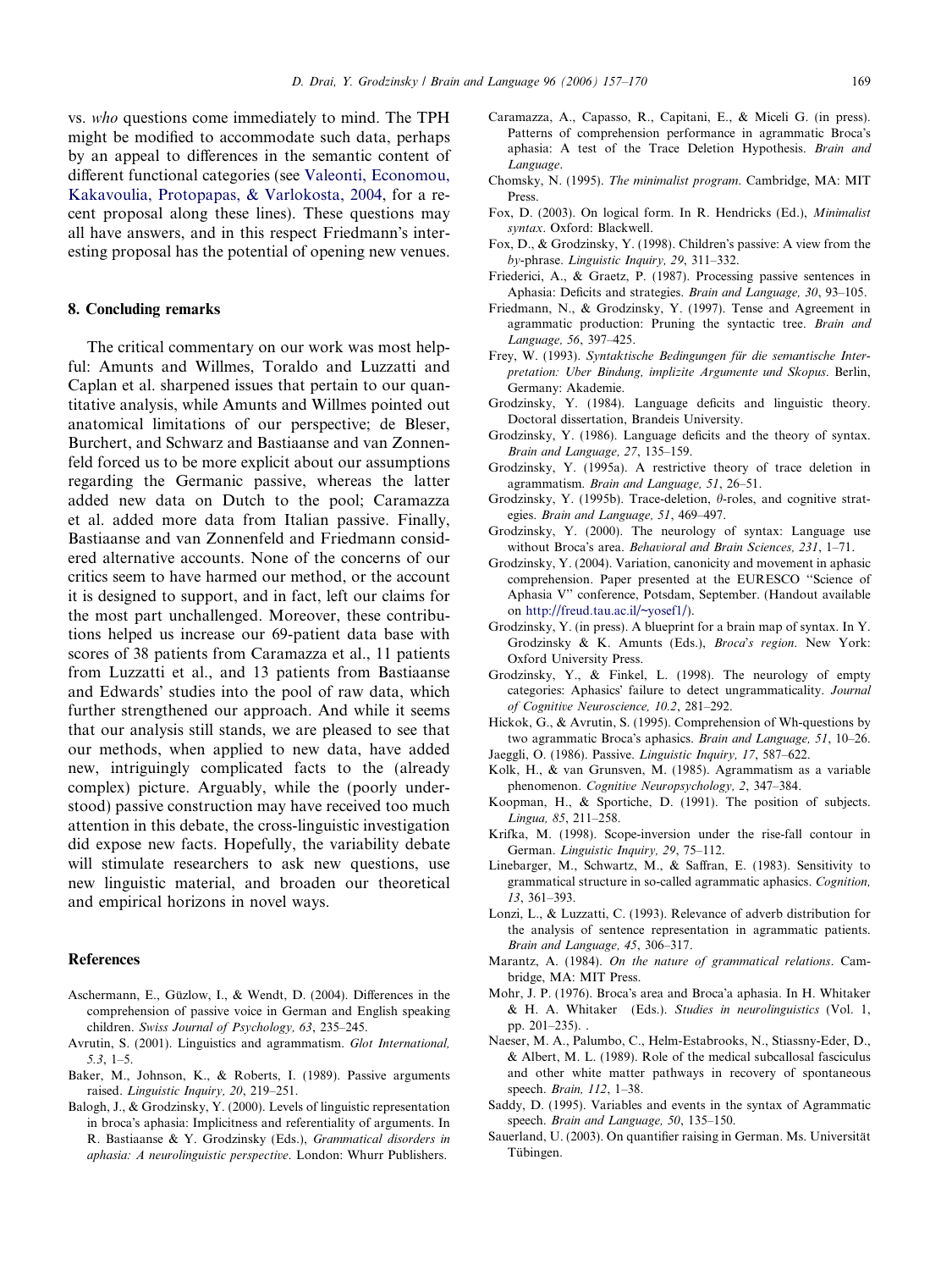vs. *who* questions come immediately to mind. The TPH might be modified to accommodate such data, perhaps by an appeal to differences in the semantic content of different functional categories (see Valeonti, Economou, Kakavoulia, Protopapas, & Varlokosta, 2004, for a recent proposal along these lines). These questions may all have answers, and in this respect Friedmann's interesting proposal has the potential of opening new venues.

## 8. Concluding remarks

The critical commentary on our work was most helpful: Amunts and Willmes, Toraldo and Luzzatti and Caplan et al. sharpened issues that pertain to our quantitative analysis, while Amunts and Willmes pointed out anatomical limitations of our perspective; de Bleser, Burchert, and Schwarz and Bastiaanse and van Zonnenfeld forced us to be more explicit about our assumptions regarding the Germanic passive, whereas the latter added new data on Dutch to the pool; Caramazza et al. added more data from Italian passive. Finally, Bastiaanse and van Zonnenfeld and Friedmann considered alternative accounts. None of the concerns of our critics seem to have harmed our method, or the account it is designed to support, and in fact, left our claims for the most part unchallenged. Moreover, these contributions helped us increase our 69-patient data base with scores of 38 patients from Caramazza et al., 11 patients from Luzzatti et al., and 13 patients from Bastiaanse and Edwards' studies into the pool of raw data, which further strengthened our approach. And while it seems that our analysis still stands, we are pleased to see that our methods, when applied to new data, have added new, intriguingly complicated facts to the (already complex) picture. Arguably, while the (poorly understood) passive construction may have received too much attention in this debate, the cross-linguistic investigation did expose new facts. Hopefully, the variability debate will stimulate researchers to ask new questions, use new linguistic material, and broaden our theoretical and empirical horizons in novel ways.

## References

Aschermann, E., Gützlow, I., & Wendt, D. (2004). Differences in the comprehension of passive voice in German and English speaking children. *Swiss Journal of Psychology, 63*, 235–245.

Avrutin, S. (2001). Linguistics and agrammatism. *Glot International, 5.3*, 1–5.

Baker, M., Johnson, K., & Roberts, I. (1989). Passive arguments raised. *Linguistic Inquiry, 20*, 219–251.

Balogh, J., & Grodzinsky, Y. (2000). Levels of linguistic representation in broca's aphasia: Implicitness and referentiality of arguments. In R. Bastiaanse & Y. Grodzinsky (Eds.), *Grammatical disorders in aphasia: A neurolinguistic perspective*. London: Whurr Publishers.

Caramazza, A., Capasso, R., Capitani, E., & Miceli G. (in press). Patterns of comprehension performance in agrammatic Broca's aphasia: A test of the Trace Deletion Hypothesis. *Brain and Language*.

Chomsky, N. (1995). *The minimalist program*. Cambridge, MA: MIT Press.

Fox, D. (2003). On logical form. In R. Hendricks (Ed.), *Minimalist syntax*. Oxford: Blackwell.

Fox, D., & Grodzinsky, Y. (1998). Children's passive: A view from the *by*-phrase. *Linguistic Inquiry, 29*, 311–332.

Friederici, A., & Graetz, P. (1987). Processing passive sentences in Aphasia: Deficits and strategies. *Brain and Language, 30*, 93–105.

Friedmann, N., & Grodzinsky, Y. (1997). Tense and Agreement in agrammatic production: Pruning the syntactic tree. *Brain and Language, 56*, 397–425.

Frey, W. (1993). *Syntaktische Bedingungen für die semantische Interpretation: Uber Bindung, implizite Argumente und Skopus*. Berlin, Germany: Akademie.

Grodzinsky, Y. (1984). Language deficits and linguistic theory. Doctoral dissertation, Brandeis University.

Grodzinsky, Y. (1986). Language deficits and the theory of syntax. *Brain and Language, 27*, 135–159.

Grodzinsky, Y. (1995a). A restrictive theory of trace deletion in agrammatism. *Brain and Language, 51*, 26–51.

Grodzinsky, Y. (1995b). Trace-deletion, θ-roles, and cognitive strategies. *Brain and Language, 51*, 469–497.

Grodzinsky, Y. (2000). The neurology of syntax: Language use without Broca's area. *Behavioral and Brain Sciences, 231*, 1–71.

Grodzinsky, Y. (2004). Variation, canonicity and movement in aphasic comprehension. Paper presented at the EURESCO "Science of Aphasia V" conference, Potsdam, September. (Handout available on http://freud.tau.ac.il/~yosef1/).

Grodzinsky, Y. (in press). A blueprint for a brain map of syntax. In Y. Grodzinsky & K. Amunts (Eds.), *Broca's region*. New York: Oxford University Press.

Grodzinsky, Y., & Finkel, L. (1998). The neurology of empty categories: Aphasics' failure to detect ungrammaticality. *Journal of Cognitive Neuroscience, 10.2*, 281–292.

Hickok, G., & Avrutin, S. (1995). Comprehension of Wh-questions by two agrammatic Broca's aphasics. *Brain and Language, 51*, 10–26.

Jaeggli, O. (1986). Passive. *Linguistic Inquiry, 17*, 587–622.

Kolk, H., & van Grunsven, M. (1985). Agrammatism as a variable phenomenon. *Cognitive Neuropsychology, 2*, 347–384.

Koopman, H., & Sportiche, D. (1991). The position of subjects. *Lingua, 85*, 211–258.

Krifka, M. (1998). Scope-inversion under the rise-fall contour in German. *Linguistic Inquiry, 29*, 75–112.

Linebarger, M., Schwartz, M., & Saffran, E. (1983). Sensitivity to grammatical structure in so-called agrammatic aphasics. *Cognition, 13*, 361–393.

Lonzi, L., & Luzzatti, C. (1993). Relevance of adverb distribution for the analysis of sentence representation in agrammatic patients. *Brain and Language, 45*, 306–317.

Marantz, A. (1984). *On the nature of grammatical relations*. Cambridge, MA: MIT Press.

Mohr, J. P. (1976). Broca's area and Broca'a aphasia. In H. Whitaker & H. A. Whitaker (Eds.). *Studies in neurolinguistics* (Vol. 1, pp. 201–235). .

Naeser, M. A., Palumbo, C., Helm-Estabrooks, N., Stiassny-Eder, D., & Albert, M. L. (1989). Role of the medical subcallosal fasciculus and other white matter pathways in recovery of spontaneous speech. *Brain, 112*, 1–38.

Saddy, D. (1995). Variables and events in the syntax of Agrammatic speech. *Brain and Language, 50*, 135–150.

Sauerland, U. (2003). On quantifier raising in German. Ms. Universität Tübingen.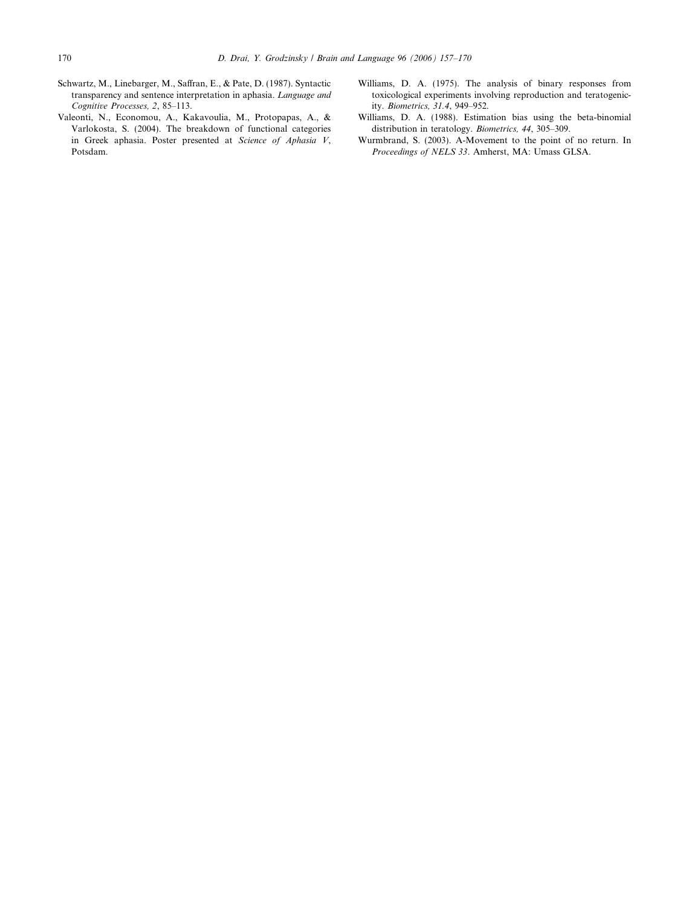Schwartz, M., Linebarger, M., Saffran, E., & Pate, D. (1987). Syntactic transparency and sentence interpretation in aphasia. *Language and Cognitive Processes, 2*, 85–113.

Valeonti, N., Economou, A., Kakavoulia, M., Protopapas, A., & Varlokosta, S. (2004). The breakdown of functional categories in Greek aphasia. Poster presented at *Science of Aphasia V*, Potsdam.

Williams, D. A. (1975). The analysis of binary responses from toxicological experiments involving reproduction and teratogenicity. *Biometrics, 31.4*, 949–952.

Williams, D. A. (1988). Estimation bias using the beta-binomial distribution in teratology. *Biometrics, 44*, 305–309.

Wurmbrand, S. (2003). A-Movement to the point of no return. In *Proceedings of NELS 33*. Amherst, MA: Umass GLSA.